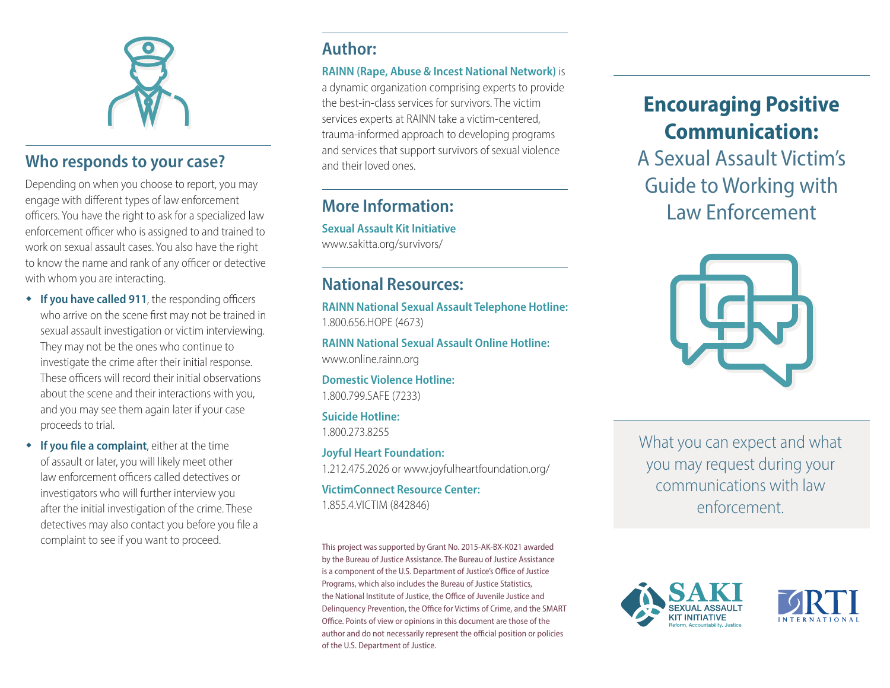## Who responds to your case?

Depending on when you choose to report, you may engage with different types of law enforcement officers. You have the right to ask for a specialized law enforcement officer who is assigned to and trained to work on sexual assault cases. You also have the right to know the name and rank of any officer or detective with whom you are interacting.

- **If you have called 911**, the responding officers who arrive on the scene first may not be trained in sexual assault investigation or victim interviewing. They may not be the ones who continue to investigate the crime after their initial response. These officers will record their initial observations about the scene and their interactions with you, and you may see them again later if your case proceeds to trial.
- **If you file a complaint**, either at the time of assault or later, you will likely meet other law enforcement officers called detectives or investigators who will further interview you after the initial investigation of the crime. These detectives may also contact you before you file a complaint to see if you want to proceed.

## Author:

**RAINN (Rape, Abuse & Incest National Network)** is a dynamic organization comprising experts to provide the best-in-class services for survivors. The victim services experts at RAINN take a victim-centered, trauma-informed approach to developing programs and services that support survivors of sexual violence and their loved ones.

## More Information:

**Sexual Assault Kit Initiative**
www.sakitta.org/survivors/

## National Resources:

**RAINN National Sexual Assault Telephone Hotline:**
1.800.656.HOPE (4673)

**RAINN National Sexual Assault Online Hotline:**
www.online.rainn.org

**Domestic Violence Hotline:**
1.800.799.SAFE (7233)

**Suicide Hotline:**
1.800.273.8255

**Joyful Heart Foundation:**
1.212.475.2026 or www.joyfulheartfoundation.org/

**VictimConnect Resource Center:**
1.855.4.VICTIM (842846)

This project was supported by Grant No. 2015-AK-BX-K021 awarded by the Bureau of Justice Assistance. The Bureau of Justice Assistance is a component of the U.S. Department of Justice's Office of Justice Programs, which also includes the Bureau of Justice Statistics, the National Institute of Justice, the Office of Juvenile Justice and Delinquency Prevention, the Office for Victims of Crime, and the SMART Office. Points of view or opinions in this document are those of the author and do not necessarily represent the official position or policies of the U.S. Department of Justice.

# Encouraging Positive Communication:

## A Sexual Assault Victim's Guide to Working with Law Enforcement

What you can expect and what you may request during your communications with law enforcement.

SAKI SEXUAL ASSAULT KIT INITIATIVE
Reform. Accountability. Justice.

RTI INTERNATIONAL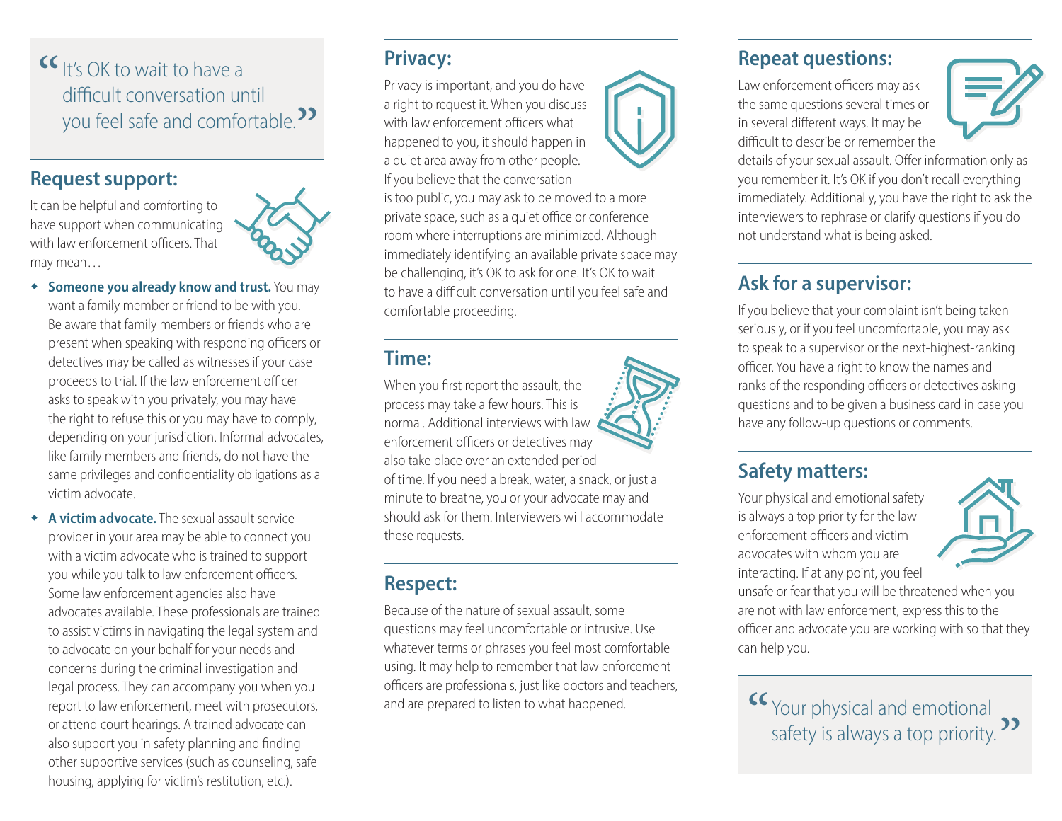> "It's OK to wait to have a difficult conversation until you feel safe and comfortable."

## Request support:

It can be helpful and comforting to have support when communicating with law enforcement officers. That may mean…

- **Someone you already know and trust.** You may want a family member or friend to be with you. Be aware that family members or friends who are present when speaking with responding officers or detectives may be called as witnesses if your case proceeds to trial. If the law enforcement officer asks to speak with you privately, you may have the right to refuse this or you may have to comply, depending on your jurisdiction. Informal advocates, like family members and friends, do not have the same privileges and confidentiality obligations as a victim advocate.
- **A victim advocate.** The sexual assault service provider in your area may be able to connect you with a victim advocate who is trained to support you while you talk to law enforcement officers. Some law enforcement agencies also have advocates available. These professionals are trained to assist victims in navigating the legal system and to advocate on your behalf for your needs and concerns during the criminal investigation and legal process. They can accompany you when you report to law enforcement, meet with prosecutors, or attend court hearings. A trained advocate can also support you in safety planning and finding other supportive services (such as counseling, safe housing, applying for victim's restitution, etc.).

## Privacy:

Privacy is important, and you do have a right to request it. When you discuss with law enforcement officers what happened to you, it should happen in a quiet area away from other people. If you believe that the conversation is too public, you may ask to be moved to a more private space, such as a quiet office or conference room where interruptions are minimized. Although immediately identifying an available private space may be challenging, it's OK to ask for one. It's OK to wait to have a difficult conversation until you feel safe and comfortable proceeding.

## Time:

When you first report the assault, the process may take a few hours. This is normal. Additional interviews with law enforcement officers or detectives may also take place over an extended period of time. If you need a break, water, a snack, or just a minute to breathe, you or your advocate may and should ask for them. Interviewers will accommodate these requests.

## Respect:

Because of the nature of sexual assault, some questions may feel uncomfortable or intrusive. Use whatever terms or phrases you feel most comfortable using. It may help to remember that law enforcement officers are professionals, just like doctors and teachers, and are prepared to listen to what happened.

## Repeat questions:

Law enforcement officers may ask the same questions several times or in several different ways. It may be difficult to describe or remember the details of your sexual assault. Offer information only as you remember it. It's OK if you don't recall everything immediately. Additionally, you have the right to ask the interviewers to rephrase or clarify questions if you do not understand what is being asked.

## Ask for a supervisor:

If you believe that your complaint isn't being taken seriously, or if you feel uncomfortable, you may ask to speak to a supervisor or the next-highest-ranking officer. You have a right to know the names and ranks of the responding officers or detectives asking questions and to be given a business card in case you have any follow-up questions or comments.

## Safety matters:

Your physical and emotional safety is always a top priority for the law enforcement officers and victim advocates with whom you are interacting. If at any point, you feel unsafe or fear that you will be threatened when you are not with law enforcement, express this to the officer and advocate you are working with so that they can help you.

> "Your physical and emotional safety is always a top priority."